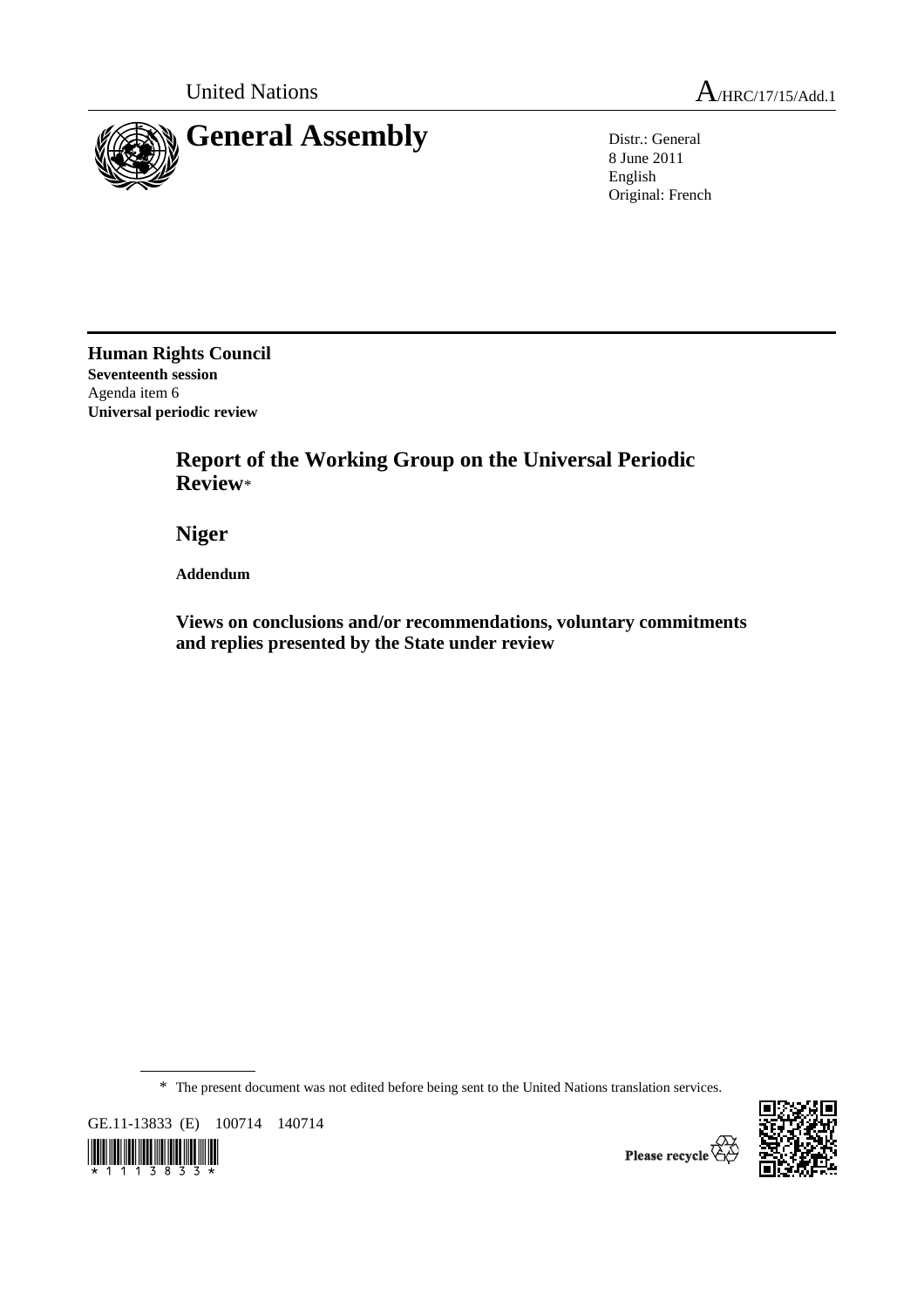United Nations A/HRC/17/15/Add.1

# General Assembly

Distr.: General
8 June 2011
English
Original: French

**Human Rights Council**
**Seventeenth session**
Agenda item 6
**Universal periodic review**

## Report of the Working Group on the Universal Periodic Review*

## Niger

**Addendum**

**Views on conclusions and/or recommendations, voluntary commitments and replies presented by the State under review**

* The present document was not edited before being sent to the United Nations translation services.

GE.11-13833 (E) 100714 140714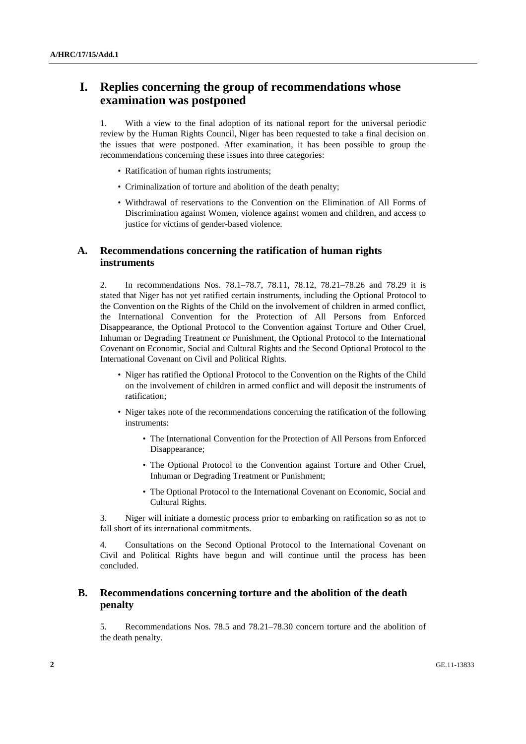# I. Replies concerning the group of recommendations whose examination was postponed

1. With a view to the final adoption of its national report for the universal periodic review by the Human Rights Council, Niger has been requested to take a final decision on the issues that were postponed. After examination, it has been possible to group the recommendations concerning these issues into three categories:

- Ratification of human rights instruments;
- Criminalization of torture and abolition of the death penalty;
- Withdrawal of reservations to the Convention on the Elimination of All Forms of Discrimination against Women, violence against women and children, and access to justice for victims of gender-based violence.

## A. Recommendations concerning the ratification of human rights instruments

2. In recommendations Nos. 78.1–78.7, 78.11, 78.12, 78.21–78.26 and 78.29 it is stated that Niger has not yet ratified certain instruments, including the Optional Protocol to the Convention on the Rights of the Child on the involvement of children in armed conflict, the International Convention for the Protection of All Persons from Enforced Disappearance, the Optional Protocol to the Convention against Torture and Other Cruel, Inhuman or Degrading Treatment or Punishment, the Optional Protocol to the International Covenant on Economic, Social and Cultural Rights and the Second Optional Protocol to the International Covenant on Civil and Political Rights.

- Niger has ratified the Optional Protocol to the Convention on the Rights of the Child on the involvement of children in armed conflict and will deposit the instruments of ratification;
- Niger takes note of the recommendations concerning the ratification of the following instruments:
    - The International Convention for the Protection of All Persons from Enforced Disappearance;
    - The Optional Protocol to the Convention against Torture and Other Cruel, Inhuman or Degrading Treatment or Punishment;
    - The Optional Protocol to the International Covenant on Economic, Social and Cultural Rights.

3. Niger will initiate a domestic process prior to embarking on ratification so as not to fall short of its international commitments.

4. Consultations on the Second Optional Protocol to the International Covenant on Civil and Political Rights have begun and will continue until the process has been concluded.

## B. Recommendations concerning torture and the abolition of the death penalty

5. Recommendations Nos. 78.5 and 78.21–78.30 concern torture and the abolition of the death penalty.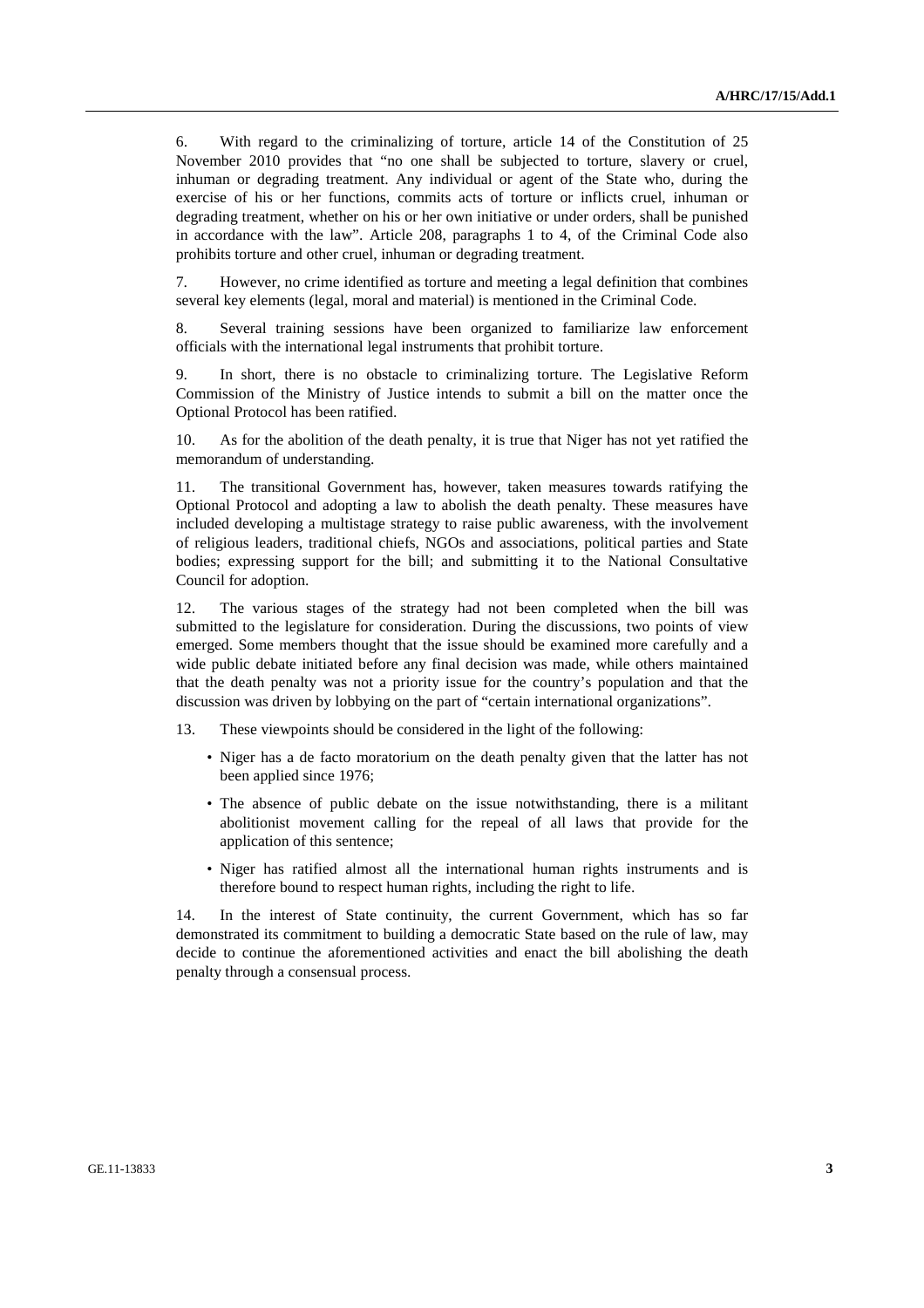6. With regard to the criminalizing of torture, article 14 of the Constitution of 25 November 2010 provides that "no one shall be subjected to torture, slavery or cruel, inhuman or degrading treatment. Any individual or agent of the State who, during the exercise of his or her functions, commits acts of torture or inflicts cruel, inhuman or degrading treatment, whether on his or her own initiative or under orders, shall be punished in accordance with the law". Article 208, paragraphs 1 to 4, of the Criminal Code also prohibits torture and other cruel, inhuman or degrading treatment.

7. However, no crime identified as torture and meeting a legal definition that combines several key elements (legal, moral and material) is mentioned in the Criminal Code.

8. Several training sessions have been organized to familiarize law enforcement officials with the international legal instruments that prohibit torture.

9. In short, there is no obstacle to criminalizing torture. The Legislative Reform Commission of the Ministry of Justice intends to submit a bill on the matter once the Optional Protocol has been ratified.

10. As for the abolition of the death penalty, it is true that Niger has not yet ratified the memorandum of understanding.

11. The transitional Government has, however, taken measures towards ratifying the Optional Protocol and adopting a law to abolish the death penalty. These measures have included developing a multistage strategy to raise public awareness, with the involvement of religious leaders, traditional chiefs, NGOs and associations, political parties and State bodies; expressing support for the bill; and submitting it to the National Consultative Council for adoption.

12. The various stages of the strategy had not been completed when the bill was submitted to the legislature for consideration. During the discussions, two points of view emerged. Some members thought that the issue should be examined more carefully and a wide public debate initiated before any final decision was made, while others maintained that the death penalty was not a priority issue for the country's population and that the discussion was driven by lobbying on the part of "certain international organizations".

13. These viewpoints should be considered in the light of the following:

- Niger has a de facto moratorium on the death penalty given that the latter has not been applied since 1976;
- The absence of public debate on the issue notwithstanding, there is a militant abolitionist movement calling for the repeal of all laws that provide for the application of this sentence;
- Niger has ratified almost all the international human rights instruments and is therefore bound to respect human rights, including the right to life.

14. In the interest of State continuity, the current Government, which has so far demonstrated its commitment to building a democratic State based on the rule of law, may decide to continue the aforementioned activities and enact the bill abolishing the death penalty through a consensual process.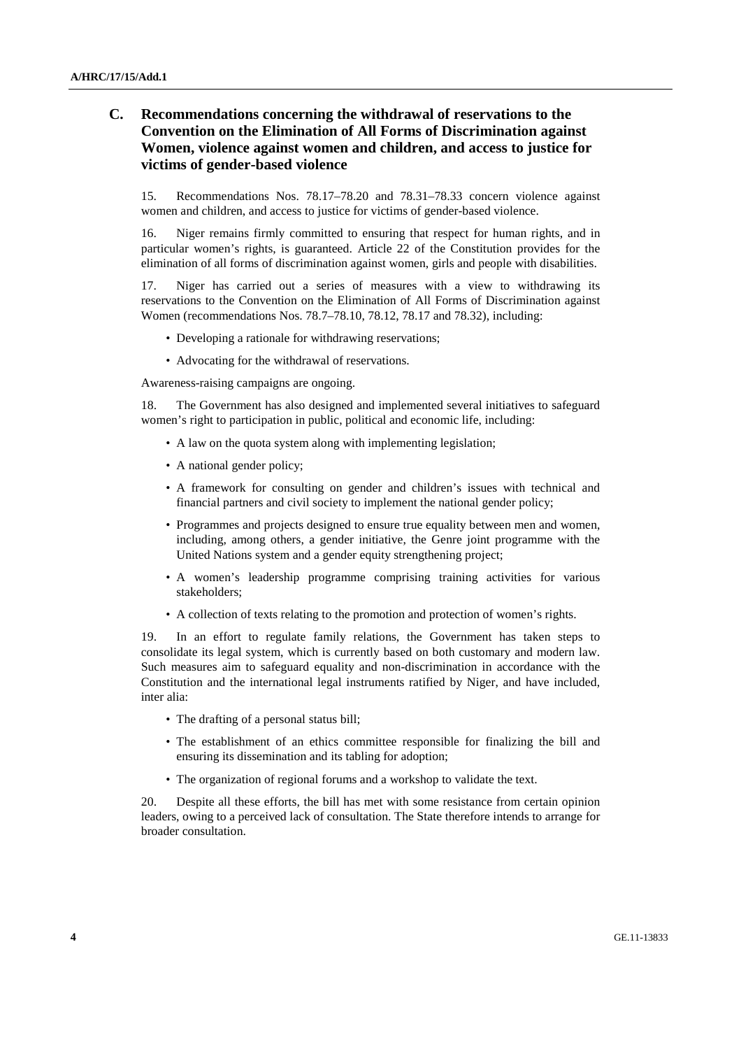## C. Recommendations concerning the withdrawal of reservations to the Convention on the Elimination of All Forms of Discrimination against Women, violence against women and children, and access to justice for victims of gender-based violence

15. Recommendations Nos. 78.17–78.20 and 78.31–78.33 concern violence against women and children, and access to justice for victims of gender-based violence.

16. Niger remains firmly committed to ensuring that respect for human rights, and in particular women's rights, is guaranteed. Article 22 of the Constitution provides for the elimination of all forms of discrimination against women, girls and people with disabilities.

17. Niger has carried out a series of measures with a view to withdrawing its reservations to the Convention on the Elimination of All Forms of Discrimination against Women (recommendations Nos. 78.7–78.10, 78.12, 78.17 and 78.32), including:

- Developing a rationale for withdrawing reservations;
- Advocating for the withdrawal of reservations.

Awareness-raising campaigns are ongoing.

18. The Government has also designed and implemented several initiatives to safeguard women's right to participation in public, political and economic life, including:

- A law on the quota system along with implementing legislation;
- A national gender policy;
- A framework for consulting on gender and children's issues with technical and financial partners and civil society to implement the national gender policy;
- Programmes and projects designed to ensure true equality between men and women, including, among others, a gender initiative, the Genre joint programme with the United Nations system and a gender equity strengthening project;
- A women's leadership programme comprising training activities for various stakeholders;
- A collection of texts relating to the promotion and protection of women's rights.

19. In an effort to regulate family relations, the Government has taken steps to consolidate its legal system, which is currently based on both customary and modern law. Such measures aim to safeguard equality and non-discrimination in accordance with the Constitution and the international legal instruments ratified by Niger, and have included, inter alia:

- The drafting of a personal status bill;
- The establishment of an ethics committee responsible for finalizing the bill and ensuring its dissemination and its tabling for adoption;
- The organization of regional forums and a workshop to validate the text.

20. Despite all these efforts, the bill has met with some resistance from certain opinion leaders, owing to a perceived lack of consultation. The State therefore intends to arrange for broader consultation.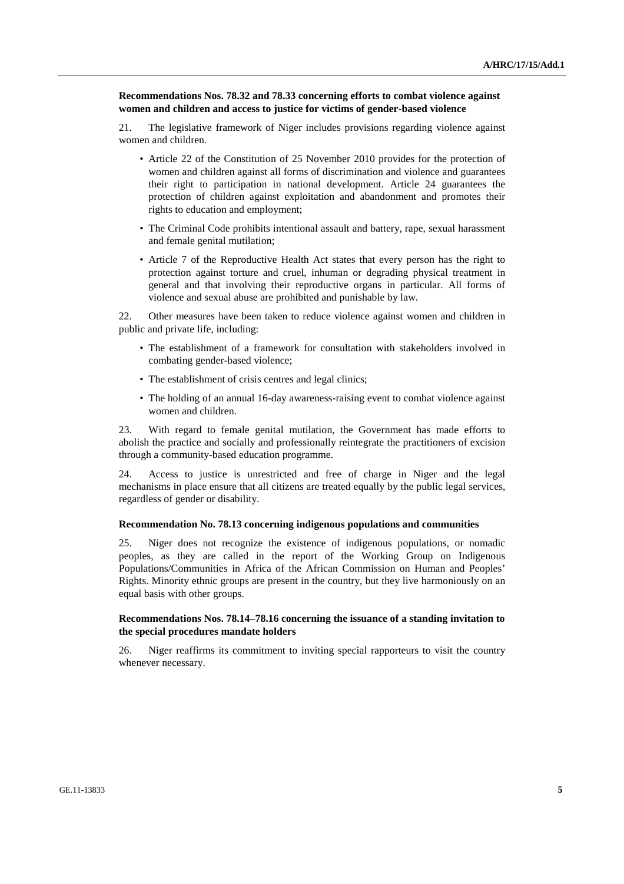**Recommendations Nos. 78.32 and 78.33 concerning efforts to combat violence against women and children and access to justice for victims of gender-based violence**

21. The legislative framework of Niger includes provisions regarding violence against women and children.

- Article 22 of the Constitution of 25 November 2010 provides for the protection of women and children against all forms of discrimination and violence and guarantees their right to participation in national development. Article 24 guarantees the protection of children against exploitation and abandonment and promotes their rights to education and employment;
- The Criminal Code prohibits intentional assault and battery, rape, sexual harassment and female genital mutilation;
- Article 7 of the Reproductive Health Act states that every person has the right to protection against torture and cruel, inhuman or degrading physical treatment in general and that involving their reproductive organs in particular. All forms of violence and sexual abuse are prohibited and punishable by law.

22. Other measures have been taken to reduce violence against women and children in public and private life, including:

- The establishment of a framework for consultation with stakeholders involved in combating gender-based violence;
- The establishment of crisis centres and legal clinics;
- The holding of an annual 16-day awareness-raising event to combat violence against women and children.

23. With regard to female genital mutilation, the Government has made efforts to abolish the practice and socially and professionally reintegrate the practitioners of excision through a community-based education programme.

24. Access to justice is unrestricted and free of charge in Niger and the legal mechanisms in place ensure that all citizens are treated equally by the public legal services, regardless of gender or disability.

**Recommendation No. 78.13 concerning indigenous populations and communities**

25. Niger does not recognize the existence of indigenous populations, or nomadic peoples, as they are called in the report of the Working Group on Indigenous Populations/Communities in Africa of the African Commission on Human and Peoples' Rights. Minority ethnic groups are present in the country, but they live harmoniously on an equal basis with other groups.

**Recommendations Nos. 78.14–78.16 concerning the issuance of a standing invitation to the special procedures mandate holders**

26. Niger reaffirms its commitment to inviting special rapporteurs to visit the country whenever necessary.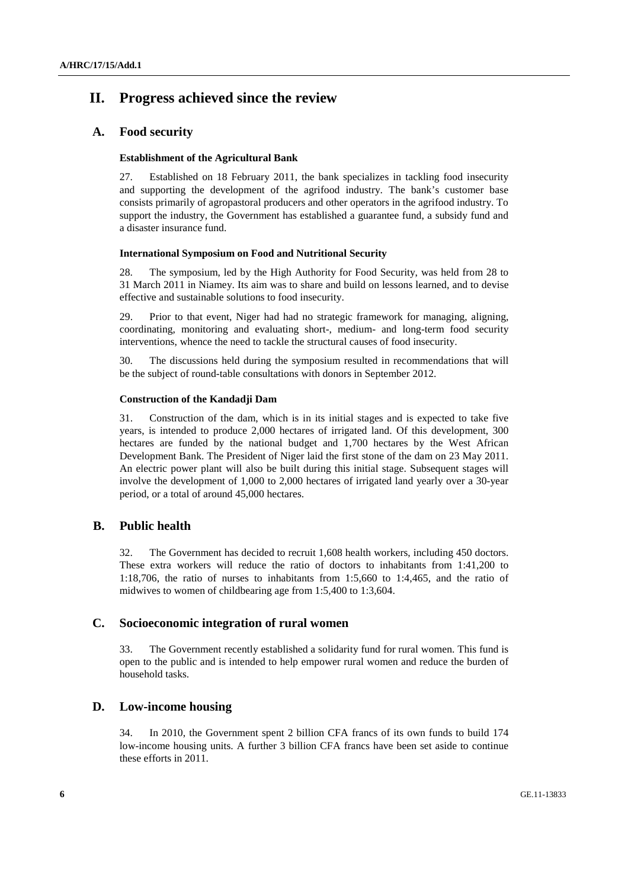## II. Progress achieved since the review

### A. Food security

#### Establishment of the Agricultural Bank

27. Established on 18 February 2011, the bank specializes in tackling food insecurity and supporting the development of the agrifood industry. The bank's customer base consists primarily of agropastoral producers and other operators in the agrifood industry. To support the industry, the Government has established a guarantee fund, a subsidy fund and a disaster insurance fund.

#### International Symposium on Food and Nutritional Security

28. The symposium, led by the High Authority for Food Security, was held from 28 to 31 March 2011 in Niamey. Its aim was to share and build on lessons learned, and to devise effective and sustainable solutions to food insecurity.

29. Prior to that event, Niger had had no strategic framework for managing, aligning, coordinating, monitoring and evaluating short-, medium- and long-term food security interventions, whence the need to tackle the structural causes of food insecurity.

30. The discussions held during the symposium resulted in recommendations that will be the subject of round-table consultations with donors in September 2012.

#### Construction of the Kandadji Dam

31. Construction of the dam, which is in its initial stages and is expected to take five years, is intended to produce 2,000 hectares of irrigated land. Of this development, 300 hectares are funded by the national budget and 1,700 hectares by the West African Development Bank. The President of Niger laid the first stone of the dam on 23 May 2011. An electric power plant will also be built during this initial stage. Subsequent stages will involve the development of 1,000 to 2,000 hectares of irrigated land yearly over a 30-year period, or a total of around 45,000 hectares.

### B. Public health

32. The Government has decided to recruit 1,608 health workers, including 450 doctors. These extra workers will reduce the ratio of doctors to inhabitants from 1:41,200 to 1:18,706, the ratio of nurses to inhabitants from 1:5,660 to 1:4,465, and the ratio of midwives to women of childbearing age from 1:5,400 to 1:3,604.

### C. Socioeconomic integration of rural women

33. The Government recently established a solidarity fund for rural women. This fund is open to the public and is intended to help empower rural women and reduce the burden of household tasks.

### D. Low-income housing

34. In 2010, the Government spent 2 billion CFA francs of its own funds to build 174 low-income housing units. A further 3 billion CFA francs have been set aside to continue these efforts in 2011.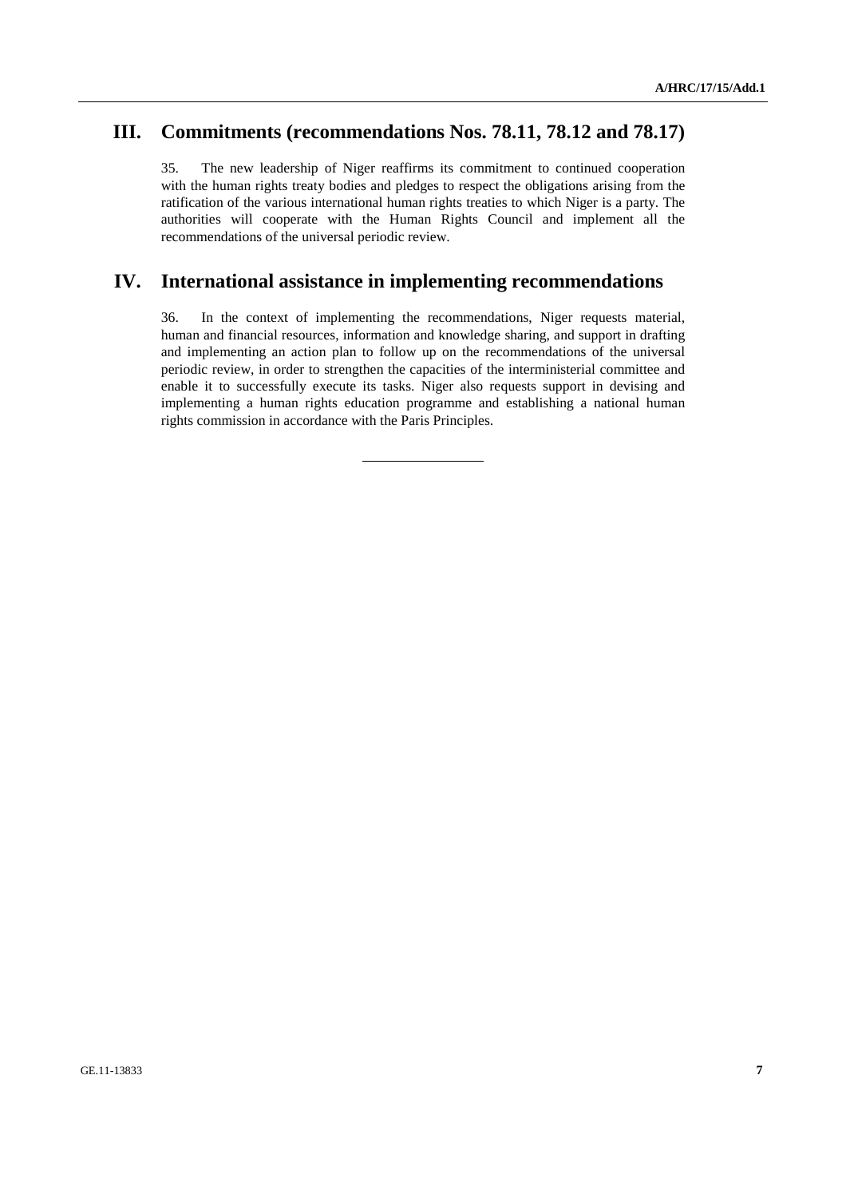## III. Commitments (recommendations Nos. 78.11, 78.12 and 78.17)

35. The new leadership of Niger reaffirms its commitment to continued cooperation with the human rights treaty bodies and pledges to respect the obligations arising from the ratification of the various international human rights treaties to which Niger is a party. The authorities will cooperate with the Human Rights Council and implement all the recommendations of the universal periodic review.

## IV. International assistance in implementing recommendations

36. In the context of implementing the recommendations, Niger requests material, human and financial resources, information and knowledge sharing, and support in drafting and implementing an action plan to follow up on the recommendations of the universal periodic review, in order to strengthen the capacities of the interministerial committee and enable it to successfully execute its tasks. Niger also requests support in devising and implementing a human rights education programme and establishing a national human rights commission in accordance with the Paris Principles.